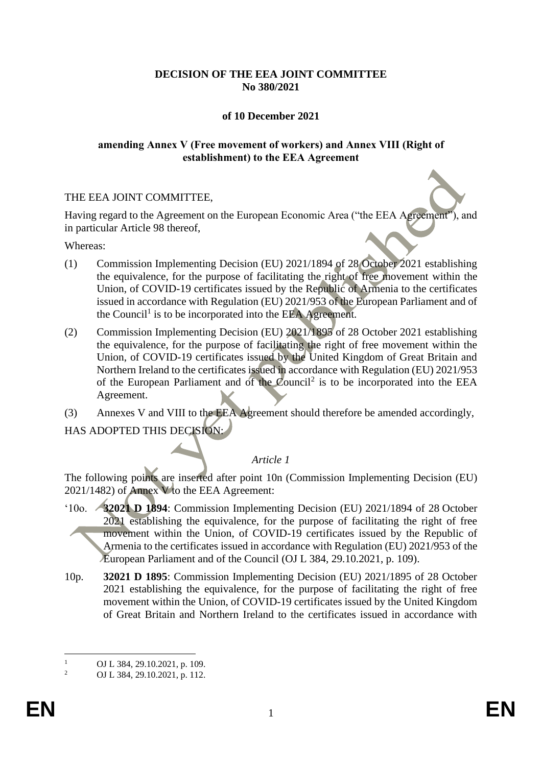**DECISION OF THE EEA JOINT COMMITTEE**
**No 380/2021**

**of 10 December 2021**

**amending Annex V (Free movement of workers) and Annex VIII (Right of establishment) to the EEA Agreement**

THE EEA JOINT COMMITTEE,

Having regard to the Agreement on the European Economic Area ("the EEA Agreement"), and in particular Article 98 thereof,

Whereas:

(1) Commission Implementing Decision (EU) 2021/1894 of 28 October 2021 establishing the equivalence, for the purpose of facilitating the right of free movement within the Union, of COVID-19 certificates issued by the Republic of Armenia to the certificates issued in accordance with Regulation (EU) 2021/953 of the European Parliament and of the Council[1] is to be incorporated into the EEA Agreement.

(2) Commission Implementing Decision (EU) 2021/1895 of 28 October 2021 establishing the equivalence, for the purpose of facilitating the right of free movement within the Union, of COVID-19 certificates issued by the United Kingdom of Great Britain and Northern Ireland to the certificates issued in accordance with Regulation (EU) 2021/953 of the European Parliament and of the Council[2] is to be incorporated into the EEA Agreement.

(3) Annexes V and VIII to the EEA Agreement should therefore be amended accordingly,

HAS ADOPTED THIS DECISION:

*Article 1*

The following points are inserted after point 10n (Commission Implementing Decision (EU) 2021/1482) of Annex V to the EEA Agreement:

'10o. **32021 D 1894**: Commission Implementing Decision (EU) 2021/1894 of 28 October 2021 establishing the equivalence, for the purpose of facilitating the right of free movement within the Union, of COVID-19 certificates issued by the Republic of Armenia to the certificates issued in accordance with Regulation (EU) 2021/953 of the European Parliament and of the Council (OJ L 384, 29.10.2021, p. 109).

10p. **32021 D 1895**: Commission Implementing Decision (EU) 2021/1895 of 28 October 2021 establishing the equivalence, for the purpose of facilitating the right of free movement within the Union, of COVID-19 certificates issued by the United Kingdom of Great Britain and Northern Ireland to the certificates issued in accordance with

---

[1] OJ L 384, 29.10.2021, p. 109.

[2] OJ L 384, 29.10.2021, p. 112.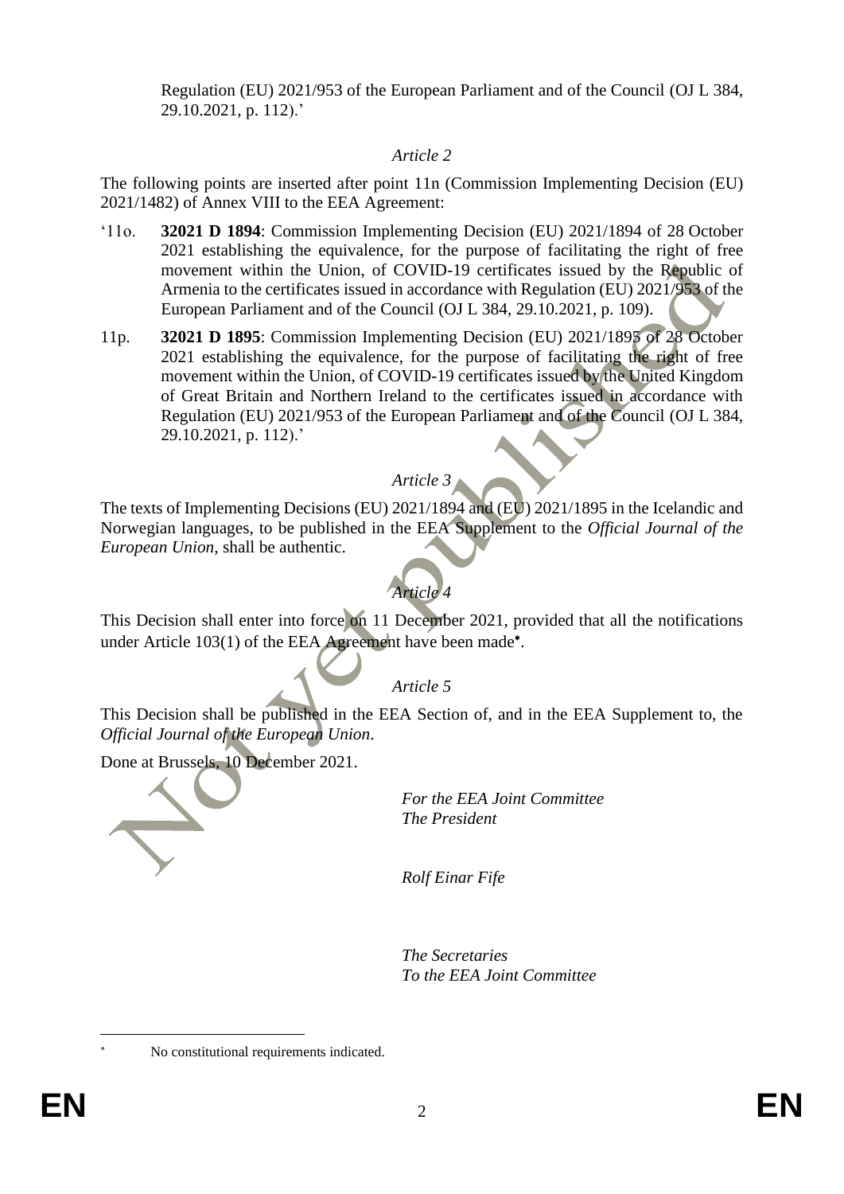Regulation (EU) 2021/953 of the European Parliament and of the Council (OJ L 384, 29.10.2021, p. 112).'

*Article 2*

The following points are inserted after point 11n (Commission Implementing Decision (EU) 2021/1482) of Annex VIII to the EEA Agreement:

'11o. **32021 D 1894**: Commission Implementing Decision (EU) 2021/1894 of 28 October 2021 establishing the equivalence, for the purpose of facilitating the right of free movement within the Union, of COVID-19 certificates issued by the Republic of Armenia to the certificates issued in accordance with Regulation (EU) 2021/953 of the European Parliament and of the Council (OJ L 384, 29.10.2021, p. 109).

11p. **32021 D 1895**: Commission Implementing Decision (EU) 2021/1895 of 28 October 2021 establishing the equivalence, for the purpose of facilitating the right of free movement within the Union, of COVID-19 certificates issued by the United Kingdom of Great Britain and Northern Ireland to the certificates issued in accordance with Regulation (EU) 2021/953 of the European Parliament and of the Council (OJ L 384, 29.10.2021, p. 112).'

*Article 3*

The texts of Implementing Decisions (EU) 2021/1894 and (EU) 2021/1895 in the Icelandic and Norwegian languages, to be published in the EEA Supplement to the *Official Journal of the European Union*, shall be authentic.

*Article 4*

This Decision shall enter into force on 11 December 2021, provided that all the notifications under Article 103(1) of the EEA Agreement have been made[*].

*Article 5*

This Decision shall be published in the EEA Section of, and in the EEA Supplement to, the *Official Journal of the European Union*.

Done at Brussels, 10 December 2021.

*For the EEA Joint Committee*
*The President*

*Rolf Einar Fife*

*The Secretaries*
*To the EEA Joint Committee*

[*] No constitutional requirements indicated.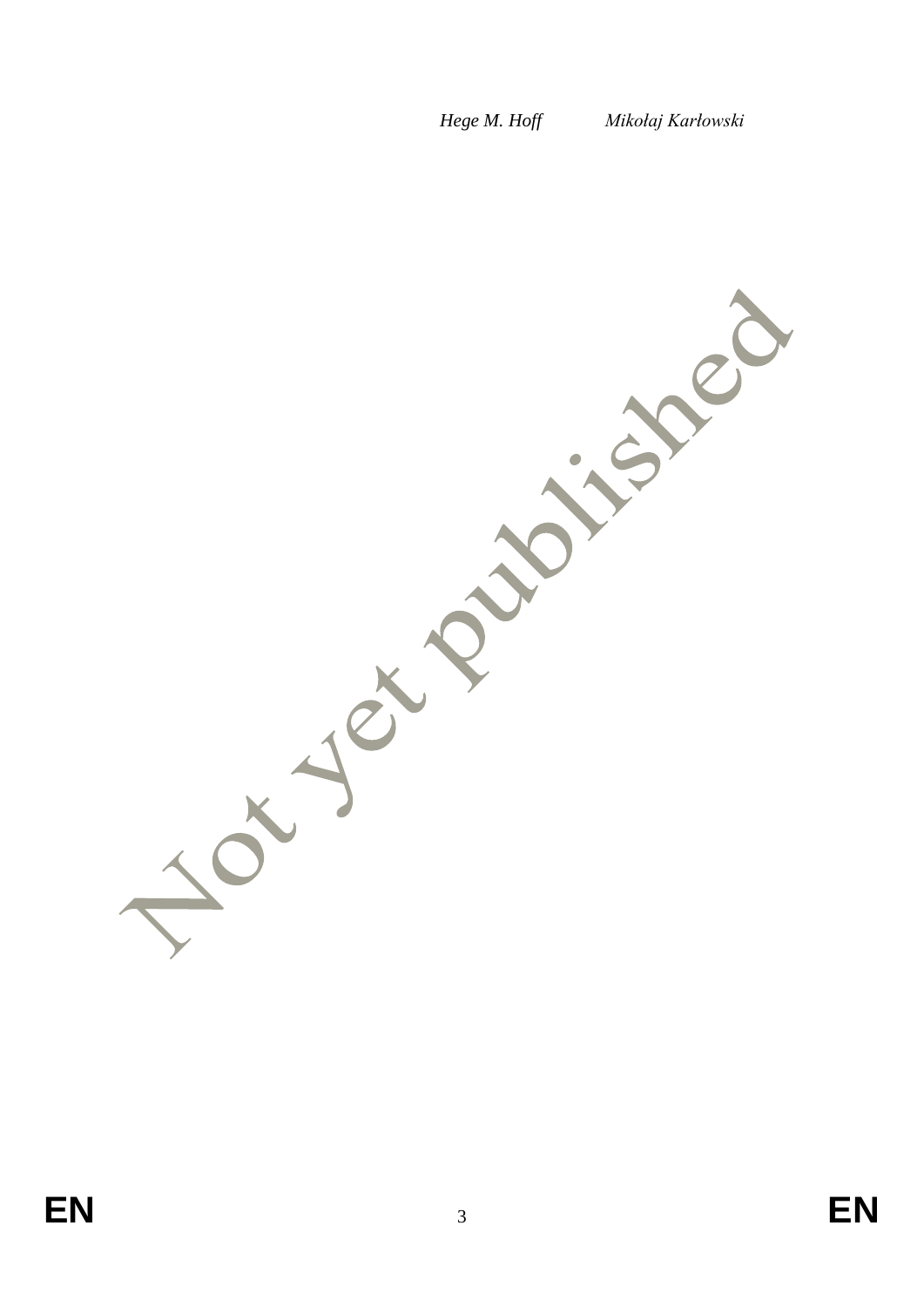*Hege M. Hoff* *Mikołaj Karłowski*